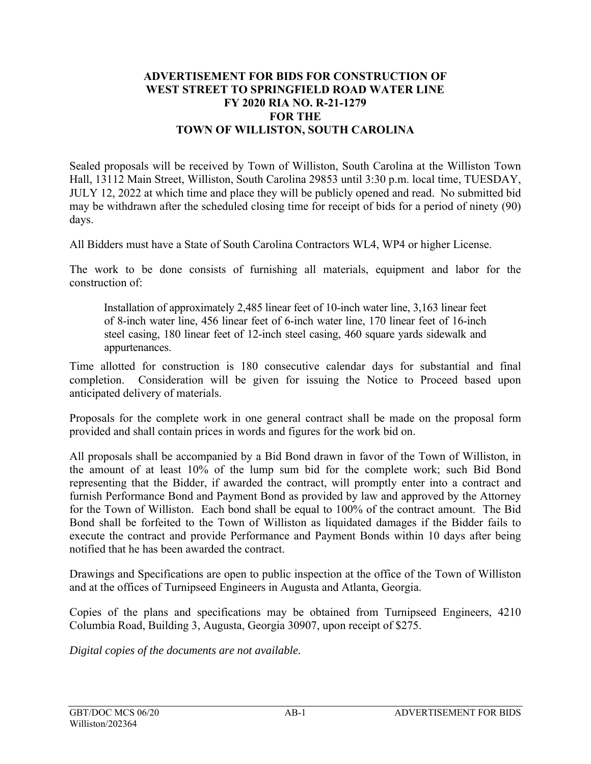# ADVERTISEMENT FOR BIDS FOR CONSTRUCTION OF WEST STREET TO SPRINGFIELD ROAD WATER LINE FY 2020 RIA NO. R-21-1279 FOR THE TOWN OF WILLISTON, SOUTH CAROLINA

Sealed proposals will be received by Town of Williston, South Carolina at the Williston Town Hall, 13112 Main Street, Williston, South Carolina 29853 until 3:30 p.m. local time, TUESDAY, JULY 12, 2022 at which time and place they will be publicly opened and read. No submitted bid may be withdrawn after the scheduled closing time for receipt of bids for a period of ninety (90) days.

All Bidders must have a State of South Carolina Contractors WL4, WP4 or higher License.

The work to be done consists of furnishing all materials, equipment and labor for the construction of:

> Installation of approximately 2,485 linear feet of 10-inch water line, 3,163 linear feet of 8-inch water line, 456 linear feet of 6-inch water line, 170 linear feet of 16-inch steel casing, 180 linear feet of 12-inch steel casing, 460 square yards sidewalk and appurtenances.

Time allotted for construction is 180 consecutive calendar days for substantial and final completion. Consideration will be given for issuing the Notice to Proceed based upon anticipated delivery of materials.

Proposals for the complete work in one general contract shall be made on the proposal form provided and shall contain prices in words and figures for the work bid on.

All proposals shall be accompanied by a Bid Bond drawn in favor of the Town of Williston, in the amount of at least 10% of the lump sum bid for the complete work; such Bid Bond representing that the Bidder, if awarded the contract, will promptly enter into a contract and furnish Performance Bond and Payment Bond as provided by law and approved by the Attorney for the Town of Williston. Each bond shall be equal to 100% of the contract amount. The Bid Bond shall be forfeited to the Town of Williston as liquidated damages if the Bidder fails to execute the contract and provide Performance and Payment Bonds within 10 days after being notified that he has been awarded the contract.

Drawings and Specifications are open to public inspection at the office of the Town of Williston and at the offices of Turnipseed Engineers in Augusta and Atlanta, Georgia.

Copies of the plans and specifications may be obtained from Turnipseed Engineers, 4210 Columbia Road, Building 3, Augusta, Georgia 30907, upon receipt of $275.

*Digital copies of the documents are not available.*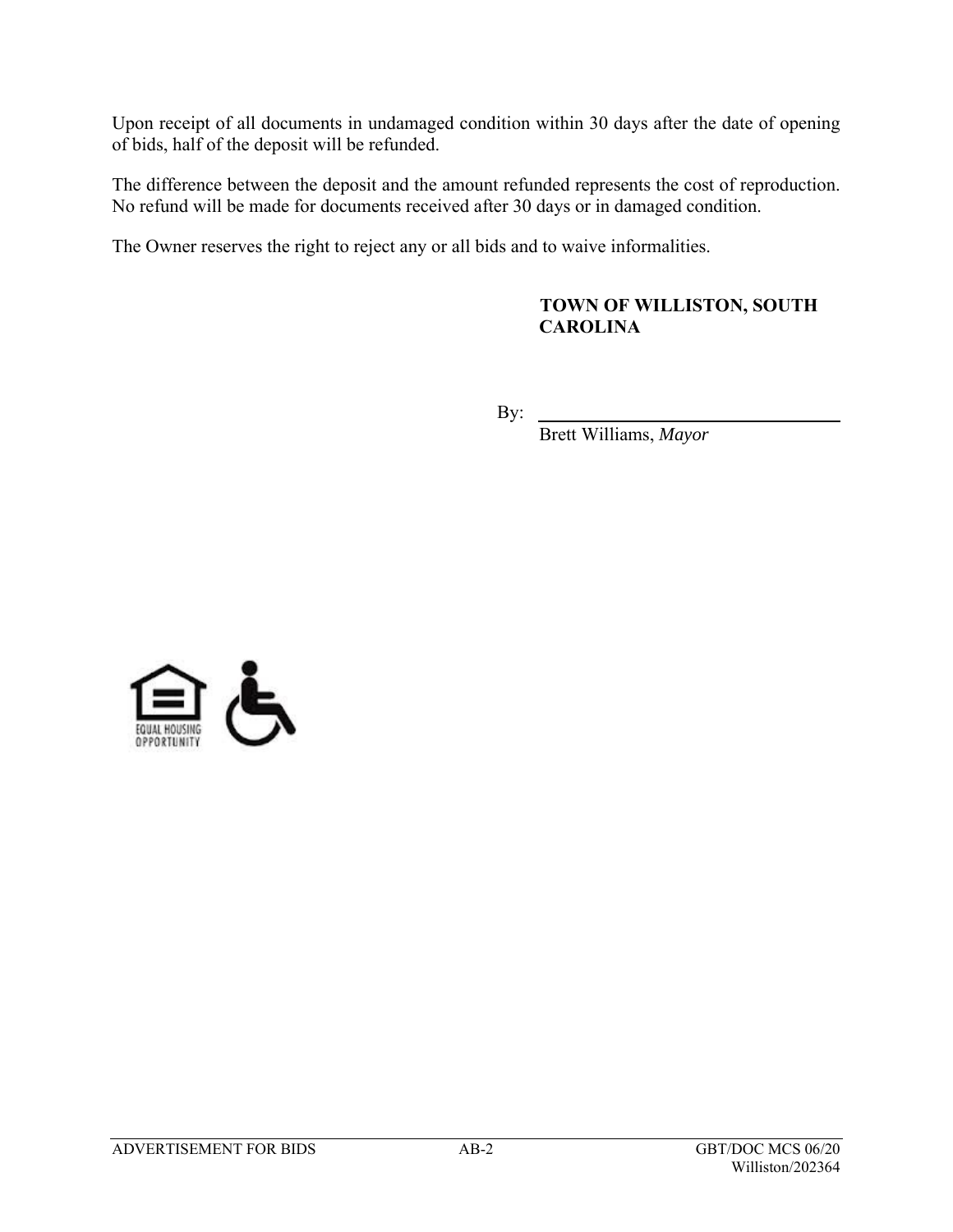Upon receipt of all documents in undamaged condition within 30 days after the date of opening of bids, half of the deposit will be refunded.

The difference between the deposit and the amount refunded represents the cost of reproduction. No refund will be made for documents received after 30 days or in damaged condition.

The Owner reserves the right to reject any or all bids and to waive informalities.

**TOWN OF WILLISTON, SOUTH CAROLINA**

By: ________________________________

Brett Williams, *Mayor*

EQUAL HOUSING OPPORTUNITY